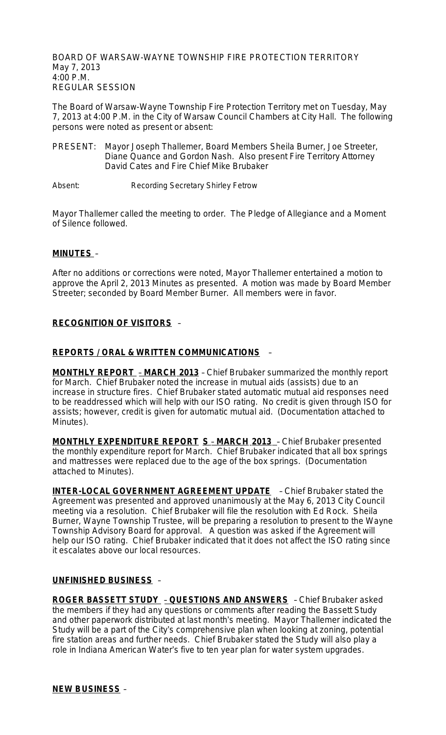BOARD OF WARSAW-WAYNE TOWNSHIP FIRE PROTECTION TERRITORY
May 7, 2013
4:00 P.M.
REGULAR SESSION

The Board of Warsaw-Wayne Township Fire Protection Territory met on Tuesday, May 7, 2013 at 4:00 P.M. in the City of Warsaw Council Chambers at City Hall. The following persons were noted as present or absent:

PRESENT: Mayor Joseph Thallemer, Board Members Sheila Burner, Joe Streeter, Diane Quance and Gordon Nash. Also present Fire Territory Attorney David Cates and Fire Chief Mike Brubaker

Absent: Recording Secretary Shirley Fetrow

Mayor Thallemer called the meeting to order. The Pledge of Allegiance and a Moment of Silence followed.

**MINUTES** –

After no additions or corrections were noted, Mayor Thallemer entertained a motion to approve the April 2, 2013 Minutes as presented. A motion was made by Board Member Streeter; seconded by Board Member Burner. All members were in favor.

**RECOGNITION OF VISITORS** –

**REPORTS / ORAL & WRITTEN COMMUNICATIONS** –

**MONTHLY REPORT – MARCH 2013** – Chief Brubaker summarized the monthly report for March. Chief Brubaker noted the increase in mutual aids (assists) due to an increase in structure fires. Chief Brubaker stated automatic mutual aid responses need to be readdressed which will help with our ISO rating. No credit is given through ISO for assists; however, credit is given for automatic mutual aid. (Documentation attached to Minutes).

**MONTHLY EXPENDITURE REPORT S – MARCH 2013** – Chief Brubaker presented the monthly expenditure report for March. Chief Brubaker indicated that all box springs and mattresses were replaced due to the age of the box springs. (Documentation attached to Minutes).

**INTER-LOCAL GOVERNMENT AGREEMENT UPDATE** – Chief Brubaker stated the Agreement was presented and approved unanimously at the May 6, 2013 City Council meeting via a resolution. Chief Brubaker will file the resolution with Ed Rock. Sheila Burner, Wayne Township Trustee, will be preparing a resolution to present to the Wayne Township Advisory Board for approval. A question was asked if the Agreement will help our ISO rating. Chief Brubaker indicated that it does not affect the ISO rating since it escalates above our local resources.

**UNFINISHED BUSINESS** –

**ROGER BASSETT STUDY – QUESTIONS AND ANSWERS** – Chief Brubaker asked the members if they had any questions or comments after reading the Bassett Study and other paperwork distributed at last month's meeting. Mayor Thallemer indicated the Study will be a part of the City's comprehensive plan when looking at zoning, potential fire station areas and further needs. Chief Brubaker stated the Study will also play a role in Indiana American Water's five to ten year plan for water system upgrades.

**NEW BUSINESS** –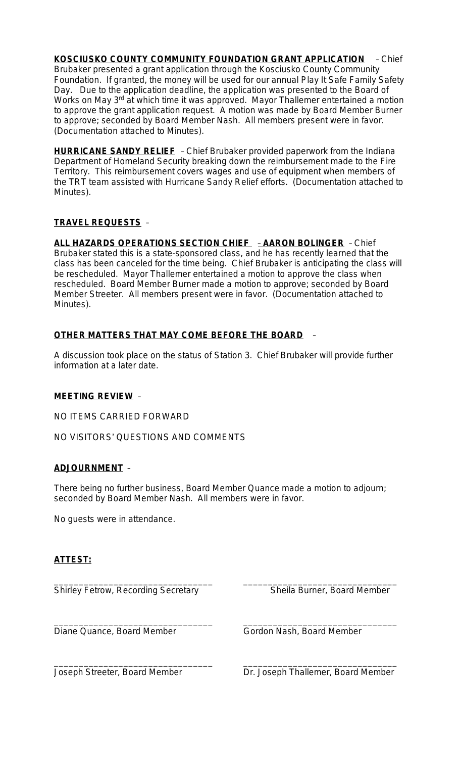**KOSCIUSKO COUNTY COMMUNITY FOUNDATION GRANT APPLICATION** – Chief Brubaker presented a grant application through the Kosciusko County Community Foundation. If granted, the money will be used for our annual Play It Safe Family Safety Day. Due to the application deadline, the application was presented to the Board of Works on May 3rd at which time it was approved. Mayor Thallemer entertained a motion to approve the grant application request. A motion was made by Board Member Burner to approve; seconded by Board Member Nash. All members present were in favor. (Documentation attached to Minutes).

**HURRICANE SANDY RELIEF** – Chief Brubaker provided paperwork from the Indiana Department of Homeland Security breaking down the reimbursement made to the Fire Territory. This reimbursement covers wages and use of equipment when members of the TRT team assisted with Hurricane Sandy Relief efforts. (Documentation attached to Minutes).

**TRAVEL REQUESTS** –

**ALL HAZARDS OPERATIONS SECTION CHIEF – AARON BOLINGER** – Chief Brubaker stated this is a state-sponsored class, and he has recently learned that the class has been canceled for the time being. Chief Brubaker is anticipating the class will be rescheduled. Mayor Thallemer entertained a motion to approve the class when rescheduled. Board Member Burner made a motion to approve; seconded by Board Member Streeter. All members present were in favor. (Documentation attached to Minutes).

**OTHER MATTERS THAT MAY COME BEFORE THE BOARD** –

A discussion took place on the status of Station 3. Chief Brubaker will provide further information at a later date.

**MEETING REVIEW** –

NO ITEMS CARRIED FORWARD

NO VISITORS' QUESTIONS AND COMMENTS

**ADJOURNMENT** –

There being no further business, Board Member Quance made a motion to adjourn; seconded by Board Member Nash. All members were in favor.

No guests were in attendance.

**ATTEST:**

| | |
|---|---|
| _______________________________ Shirley Fetrow, Recording Secretary | _______________________________ Sheila Burner, Board Member |
| _______________________________ Diane Quance, Board Member | _______________________________ Gordon Nash, Board Member |
| _______________________________ Joseph Streeter, Board Member | _______________________________ Dr. Joseph Thallemer, Board Member |